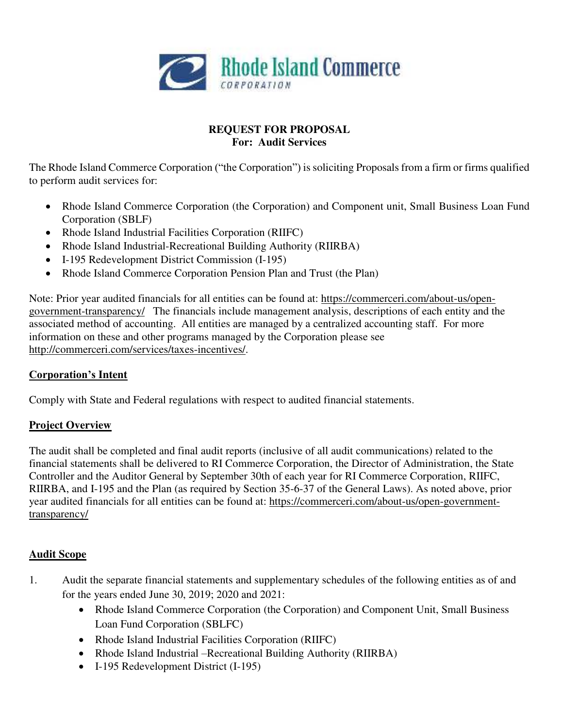Rhode Island Commerce CORPORATION

**REQUEST FOR PROPOSAL**
**For: Audit Services**

The Rhode Island Commerce Corporation ("the Corporation") is soliciting Proposals from a firm or firms qualified to perform audit services for:

- Rhode Island Commerce Corporation (the Corporation) and Component unit, Small Business Loan Fund Corporation (SBLF)
- Rhode Island Industrial Facilities Corporation (RIIFC)
- Rhode Island Industrial-Recreational Building Authority (RIIRBA)
- I-195 Redevelopment District Commission (I-195)
- Rhode Island Commerce Corporation Pension Plan and Trust (the Plan)

Note: Prior year audited financials for all entities can be found at: https://commerceri.com/about-us/open-government-transparency/ The financials include management analysis, descriptions of each entity and the associated method of accounting. All entities are managed by a centralized accounting staff. For more information on these and other programs managed by the Corporation please see http://commerceri.com/services/taxes-incentives/.

## Corporation's Intent

Comply with State and Federal regulations with respect to audited financial statements.

## Project Overview

The audit shall be completed and final audit reports (inclusive of all audit communications) related to the financial statements shall be delivered to RI Commerce Corporation, the Director of Administration, the State Controller and the Auditor General by September 30th of each year for RI Commerce Corporation, RIIFC, RIIRBA, and I-195 and the Plan (as required by Section 35-6-37 of the General Laws). As noted above, prior year audited financials for all entities can be found at: https://commerceri.com/about-us/open-government-transparency/

## Audit Scope

1. Audit the separate financial statements and supplementary schedules of the following entities as of and for the years ended June 30, 2019; 2020 and 2021:
   - Rhode Island Commerce Corporation (the Corporation) and Component Unit, Small Business Loan Fund Corporation (SBLFC)
   - Rhode Island Industrial Facilities Corporation (RIIFC)
   - Rhode Island Industrial –Recreational Building Authority (RIIRBA)
   - I-195 Redevelopment District (I-195)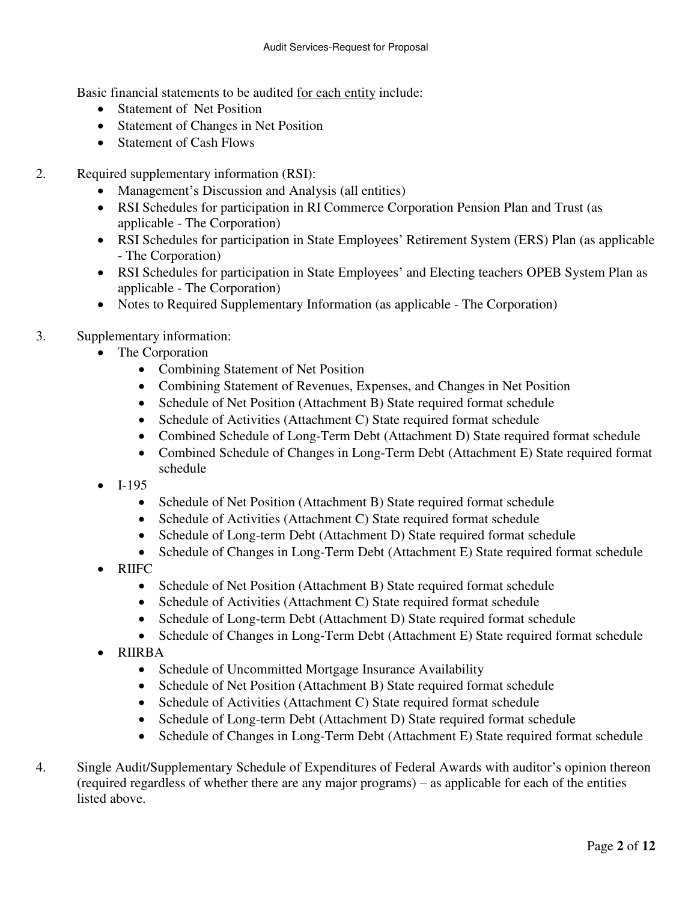Basic financial statements to be audited <u>for each entity</u> include:

- Statement of Net Position
- Statement of Changes in Net Position
- Statement of Cash Flows

2. Required supplementary information (RSI):
   - Management's Discussion and Analysis (all entities)
   - RSI Schedules for participation in RI Commerce Corporation Pension Plan and Trust (as applicable - The Corporation)
   - RSI Schedules for participation in State Employees' Retirement System (ERS) Plan (as applicable - The Corporation)
   - RSI Schedules for participation in State Employees' and Electing teachers OPEB System Plan as applicable - The Corporation)
   - Notes to Required Supplementary Information (as applicable - The Corporation)

3. Supplementary information:
   - The Corporation
     - Combining Statement of Net Position
     - Combining Statement of Revenues, Expenses, and Changes in Net Position
     - Schedule of Net Position (Attachment B) State required format schedule
     - Schedule of Activities (Attachment C) State required format schedule
     - Combined Schedule of Long-Term Debt (Attachment D) State required format schedule
     - Combined Schedule of Changes in Long-Term Debt (Attachment E) State required format schedule
   - I-195
     - Schedule of Net Position (Attachment B) State required format schedule
     - Schedule of Activities (Attachment C) State required format schedule
     - Schedule of Long-term Debt (Attachment D) State required format schedule
     - Schedule of Changes in Long-Term Debt (Attachment E) State required format schedule
   - RIIFC
     - Schedule of Net Position (Attachment B) State required format schedule
     - Schedule of Activities (Attachment C) State required format schedule
     - Schedule of Long-term Debt (Attachment D) State required format schedule
     - Schedule of Changes in Long-Term Debt (Attachment E) State required format schedule
   - RIIRBA
     - Schedule of Uncommitted Mortgage Insurance Availability
     - Schedule of Net Position (Attachment B) State required format schedule
     - Schedule of Activities (Attachment C) State required format schedule
     - Schedule of Long-term Debt (Attachment D) State required format schedule
     - Schedule of Changes in Long-Term Debt (Attachment E) State required format schedule

4. Single Audit/Supplementary Schedule of Expenditures of Federal Awards with auditor's opinion thereon (required regardless of whether there are any major programs) – as applicable for each of the entities listed above.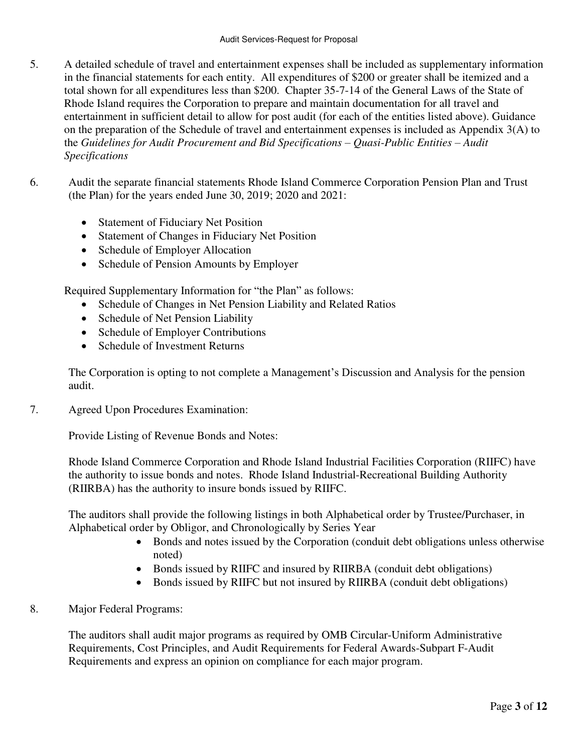5. A detailed schedule of travel and entertainment expenses shall be included as supplementary information in the financial statements for each entity. All expenditures of $200 or greater shall be itemized and a total shown for all expenditures less than $200. Chapter 35-7-14 of the General Laws of the State of Rhode Island requires the Corporation to prepare and maintain documentation for all travel and entertainment in sufficient detail to allow for post audit (for each of the entities listed above). Guidance on the preparation of the Schedule of travel and entertainment expenses is included as Appendix 3(A) to the *Guidelines for Audit Procurement and Bid Specifications – Quasi-Public Entities – Audit Specifications*

6. Audit the separate financial statements Rhode Island Commerce Corporation Pension Plan and Trust (the Plan) for the years ended June 30, 2019; 2020 and 2021:

   - Statement of Fiduciary Net Position
   - Statement of Changes in Fiduciary Net Position
   - Schedule of Employer Allocation
   - Schedule of Pension Amounts by Employer

   Required Supplementary Information for "the Plan" as follows:

   - Schedule of Changes in Net Pension Liability and Related Ratios
   - Schedule of Net Pension Liability
   - Schedule of Employer Contributions
   - Schedule of Investment Returns

   The Corporation is opting to not complete a Management's Discussion and Analysis for the pension audit.

7. Agreed Upon Procedures Examination:

   Provide Listing of Revenue Bonds and Notes:

   Rhode Island Commerce Corporation and Rhode Island Industrial Facilities Corporation (RIIFC) have the authority to issue bonds and notes. Rhode Island Industrial-Recreational Building Authority (RIIRBA) has the authority to insure bonds issued by RIIFC.

   The auditors shall provide the following listings in both Alphabetical order by Trustee/Purchaser, in Alphabetical order by Obligor, and Chronologically by Series Year

   - Bonds and notes issued by the Corporation (conduit debt obligations unless otherwise noted)
   - Bonds issued by RIIFC and insured by RIIRBA (conduit debt obligations)
   - Bonds issued by RIIFC but not insured by RIIRBA (conduit debt obligations)

8. Major Federal Programs:

   The auditors shall audit major programs as required by OMB Circular-Uniform Administrative Requirements, Cost Principles, and Audit Requirements for Federal Awards-Subpart F-Audit Requirements and express an opinion on compliance for each major program.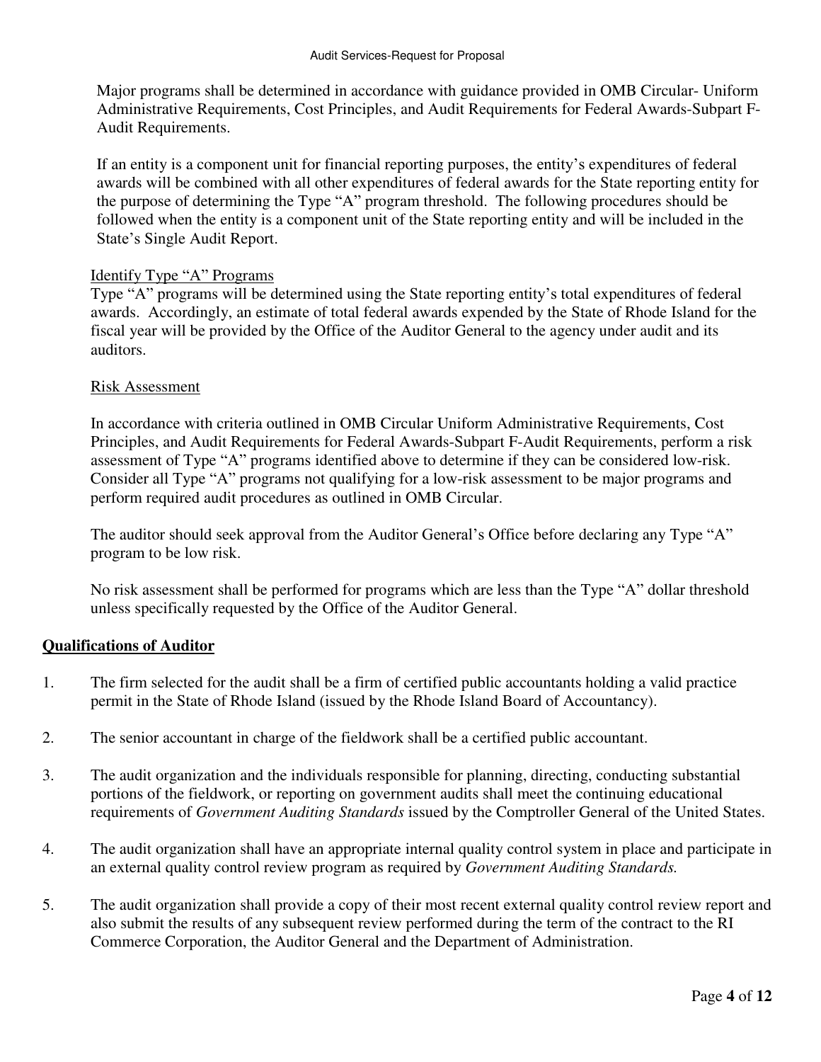Major programs shall be determined in accordance with guidance provided in OMB Circular- Uniform Administrative Requirements, Cost Principles, and Audit Requirements for Federal Awards-Subpart F-Audit Requirements.

If an entity is a component unit for financial reporting purposes, the entity's expenditures of federal awards will be combined with all other expenditures of federal awards for the State reporting entity for the purpose of determining the Type "A" program threshold. The following procedures should be followed when the entity is a component unit of the State reporting entity and will be included in the State's Single Audit Report.

Identify Type "A" Programs

Type "A" programs will be determined using the State reporting entity's total expenditures of federal awards. Accordingly, an estimate of total federal awards expended by the State of Rhode Island for the fiscal year will be provided by the Office of the Auditor General to the agency under audit and its auditors.

Risk Assessment

In accordance with criteria outlined in OMB Circular Uniform Administrative Requirements, Cost Principles, and Audit Requirements for Federal Awards-Subpart F-Audit Requirements, perform a risk assessment of Type "A" programs identified above to determine if they can be considered low-risk. Consider all Type "A" programs not qualifying for a low-risk assessment to be major programs and perform required audit procedures as outlined in OMB Circular.

The auditor should seek approval from the Auditor General's Office before declaring any Type "A" program to be low risk.

No risk assessment shall be performed for programs which are less than the Type "A" dollar threshold unless specifically requested by the Office of the Auditor General.

## Qualifications of Auditor

1. The firm selected for the audit shall be a firm of certified public accountants holding a valid practice permit in the State of Rhode Island (issued by the Rhode Island Board of Accountancy).

2. The senior accountant in charge of the fieldwork shall be a certified public accountant.

3. The audit organization and the individuals responsible for planning, directing, conducting substantial portions of the fieldwork, or reporting on government audits shall meet the continuing educational requirements of *Government Auditing Standards* issued by the Comptroller General of the United States.

4. The audit organization shall have an appropriate internal quality control system in place and participate in an external quality control review program as required by *Government Auditing Standards.*

5. The audit organization shall provide a copy of their most recent external quality control review report and also submit the results of any subsequent review performed during the term of the contract to the RI Commerce Corporation, the Auditor General and the Department of Administration.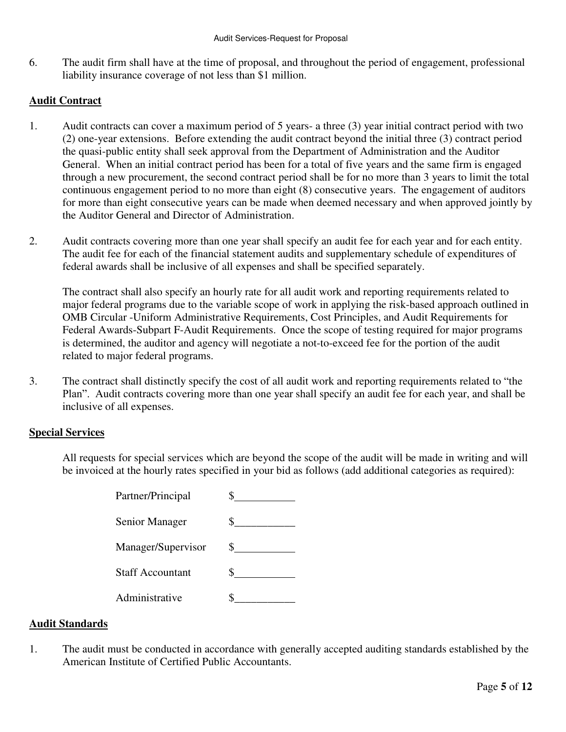6. The audit firm shall have at the time of proposal, and throughout the period of engagement, professional liability insurance coverage of not less than $1 million.

## Audit Contract

1. Audit contracts can cover a maximum period of 5 years- a three (3) year initial contract period with two (2) one-year extensions. Before extending the audit contract beyond the initial three (3) contract period the quasi-public entity shall seek approval from the Department of Administration and the Auditor General. When an initial contract period has been for a total of five years and the same firm is engaged through a new procurement, the second contract period shall be for no more than 3 years to limit the total continuous engagement period to no more than eight (8) consecutive years. The engagement of auditors for more than eight consecutive years can be made when deemed necessary and when approved jointly by the Auditor General and Director of Administration.

2. Audit contracts covering more than one year shall specify an audit fee for each year and for each entity. The audit fee for each of the financial statement audits and supplementary schedule of expenditures of federal awards shall be inclusive of all expenses and shall be specified separately.

   The contract shall also specify an hourly rate for all audit work and reporting requirements related to major federal programs due to the variable scope of work in applying the risk-based approach outlined in OMB Circular -Uniform Administrative Requirements, Cost Principles, and Audit Requirements for Federal Awards-Subpart F-Audit Requirements. Once the scope of testing required for major programs is determined, the auditor and agency will negotiate a not-to-exceed fee for the portion of the audit related to major federal programs.

3. The contract shall distinctly specify the cost of all audit work and reporting requirements related to "the Plan". Audit contracts covering more than one year shall specify an audit fee for each year, and shall be inclusive of all expenses.

## Special Services

All requests for special services which are beyond the scope of the audit will be made in writing and will be invoiced at the hourly rates specified in your bid as follows (add additional categories as required):

Partner/Principal $___________

Senior Manager $___________

Manager/Supervisor $___________

Staff Accountant $___________

Administrative $___________

## Audit Standards

1. The audit must be conducted in accordance with generally accepted auditing standards established by the American Institute of Certified Public Accountants.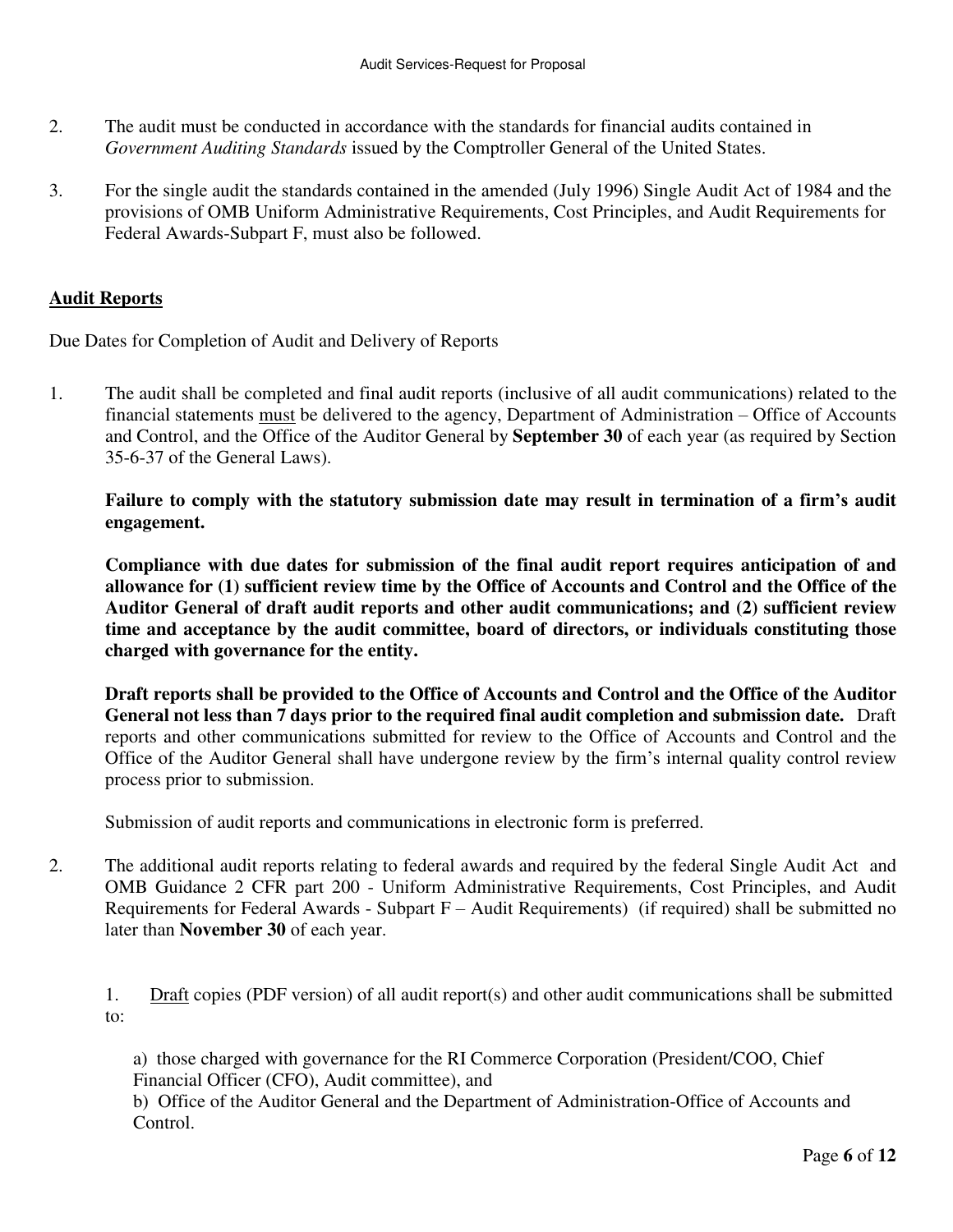2. The audit must be conducted in accordance with the standards for financial audits contained in *Government Auditing Standards* issued by the Comptroller General of the United States.

3. For the single audit the standards contained in the amended (July 1996) Single Audit Act of 1984 and the provisions of OMB Uniform Administrative Requirements, Cost Principles, and Audit Requirements for Federal Awards-Subpart F, must also be followed.

## Audit Reports

Due Dates for Completion of Audit and Delivery of Reports

1. The audit shall be completed and final audit reports (inclusive of all audit communications) related to the financial statements must be delivered to the agency, Department of Administration – Office of Accounts and Control, and the Office of the Auditor General by **September 30** of each year (as required by Section 35-6-37 of the General Laws).

   **Failure to comply with the statutory submission date may result in termination of a firm's audit engagement.**

   **Compliance with due dates for submission of the final audit report requires anticipation of and allowance for (1) sufficient review time by the Office of Accounts and Control and the Office of the Auditor General of draft audit reports and other audit communications; and (2) sufficient review time and acceptance by the audit committee, board of directors, or individuals constituting those charged with governance for the entity.**

   **Draft reports shall be provided to the Office of Accounts and Control and the Office of the Auditor General not less than 7 days prior to the required final audit completion and submission date.** Draft reports and other communications submitted for review to the Office of Accounts and Control and the Office of the Auditor General shall have undergone review by the firm's internal quality control review process prior to submission.

   Submission of audit reports and communications in electronic form is preferred.

2. The additional audit reports relating to federal awards and required by the federal Single Audit Act and OMB Guidance 2 CFR part 200 - Uniform Administrative Requirements, Cost Principles, and Audit Requirements for Federal Awards - Subpart F – Audit Requirements) (if required) shall be submitted no later than **November 30** of each year.

   1. Draft copies (PDF version) of all audit report(s) and other audit communications shall be submitted to:

      a) those charged with governance for the RI Commerce Corporation (President/COO, Chief Financial Officer (CFO), Audit committee), and
      b) Office of the Auditor General and the Department of Administration-Office of Accounts and Control.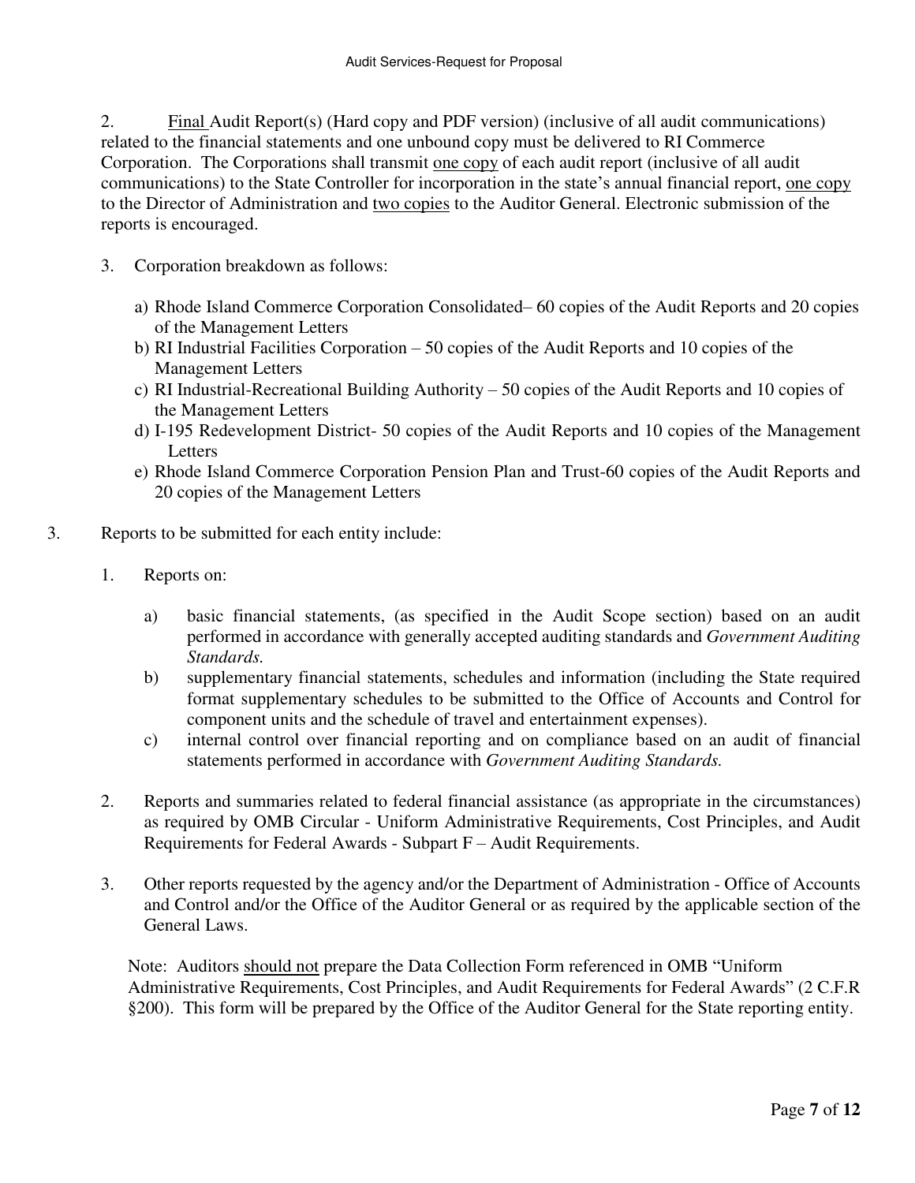2. <u>Final</u> Audit Report(s) (Hard copy and PDF version) (inclusive of all audit communications) related to the financial statements and one unbound copy must be delivered to RI Commerce Corporation. The Corporations shall transmit <u>one copy</u> of each audit report (inclusive of all audit communications) to the State Controller for incorporation in the state's annual financial report, <u>one copy</u> to the Director of Administration and <u>two copies</u> to the Auditor General. Electronic submission of the reports is encouraged.

3. Corporation breakdown as follows:

   a) Rhode Island Commerce Corporation Consolidated– 60 copies of the Audit Reports and 20 copies of the Management Letters
   b) RI Industrial Facilities Corporation – 50 copies of the Audit Reports and 10 copies of the Management Letters
   c) RI Industrial-Recreational Building Authority – 50 copies of the Audit Reports and 10 copies of the Management Letters
   d) I-195 Redevelopment District- 50 copies of the Audit Reports and 10 copies of the Management Letters
   e) Rhode Island Commerce Corporation Pension Plan and Trust-60 copies of the Audit Reports and 20 copies of the Management Letters

3. Reports to be submitted for each entity include:

   1. Reports on:

      a) basic financial statements, (as specified in the Audit Scope section) based on an audit performed in accordance with generally accepted auditing standards and *Government Auditing Standards.*
      b) supplementary financial statements, schedules and information (including the State required format supplementary schedules to be submitted to the Office of Accounts and Control for component units and the schedule of travel and entertainment expenses).
      c) internal control over financial reporting and on compliance based on an audit of financial statements performed in accordance with *Government Auditing Standards.*

   2. Reports and summaries related to federal financial assistance (as appropriate in the circumstances) as required by OMB Circular - Uniform Administrative Requirements, Cost Principles, and Audit Requirements for Federal Awards - Subpart F – Audit Requirements.

   3. Other reports requested by the agency and/or the Department of Administration - Office of Accounts and Control and/or the Office of the Auditor General or as required by the applicable section of the General Laws.

   Note: Auditors <u>should not</u> prepare the Data Collection Form referenced in OMB "Uniform Administrative Requirements, Cost Principles, and Audit Requirements for Federal Awards" (2 C.F.R §200). This form will be prepared by the Office of the Auditor General for the State reporting entity.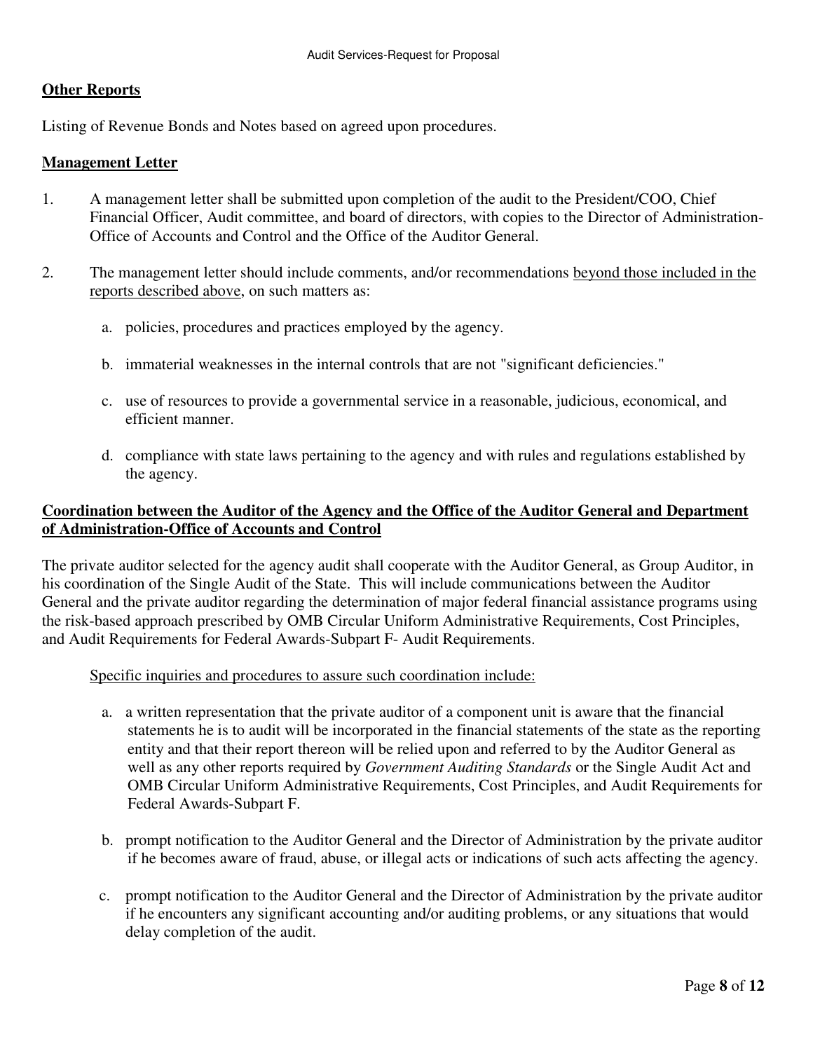**Other Reports**

Listing of Revenue Bonds and Notes based on agreed upon procedures.

**Management Letter**

1. A management letter shall be submitted upon completion of the audit to the President/COO, Chief Financial Officer, Audit committee, and board of directors, with copies to the Director of Administration-Office of Accounts and Control and the Office of the Auditor General.

2. The management letter should include comments, and/or recommendations <u>beyond those included in the reports described above</u>, on such matters as:

   a. policies, procedures and practices employed by the agency.

   b. immaterial weaknesses in the internal controls that are not "significant deficiencies."

   c. use of resources to provide a governmental service in a reasonable, judicious, economical, and efficient manner.

   d. compliance with state laws pertaining to the agency and with rules and regulations established by the agency.

**Coordination between the Auditor of the Agency and the Office of the Auditor General and Department of Administration-Office of Accounts and Control**

The private auditor selected for the agency audit shall cooperate with the Auditor General, as Group Auditor, in his coordination of the Single Audit of the State. This will include communications between the Auditor General and the private auditor regarding the determination of major federal financial assistance programs using the risk-based approach prescribed by OMB Circular Uniform Administrative Requirements, Cost Principles, and Audit Requirements for Federal Awards-Subpart F- Audit Requirements.

<u>Specific inquiries and procedures to assure such coordination include:</u>

a. a written representation that the private auditor of a component unit is aware that the financial statements he is to audit will be incorporated in the financial statements of the state as the reporting entity and that their report thereon will be relied upon and referred to by the Auditor General as well as any other reports required by *Government Auditing Standards* or the Single Audit Act and OMB Circular Uniform Administrative Requirements, Cost Principles, and Audit Requirements for Federal Awards-Subpart F.

b. prompt notification to the Auditor General and the Director of Administration by the private auditor if he becomes aware of fraud, abuse, or illegal acts or indications of such acts affecting the agency.

c. prompt notification to the Auditor General and the Director of Administration by the private auditor if he encounters any significant accounting and/or auditing problems, or any situations that would delay completion of the audit.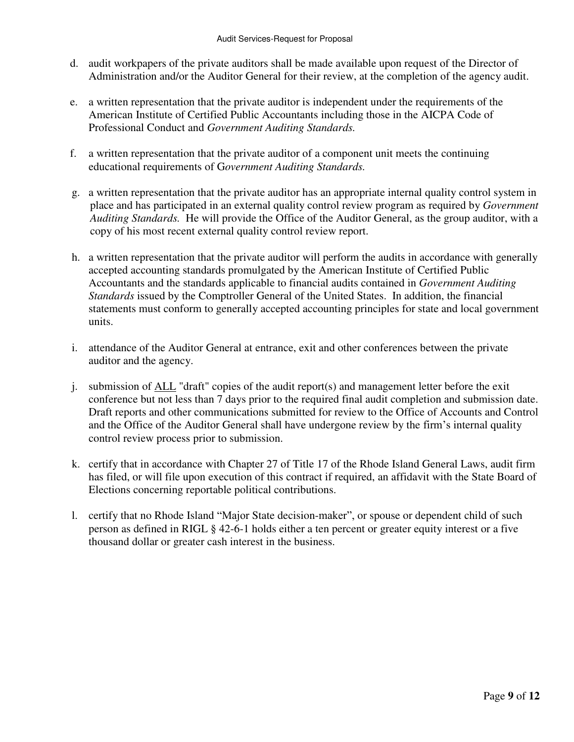d. audit workpapers of the private auditors shall be made available upon request of the Director of Administration and/or the Auditor General for their review, at the completion of the agency audit.

e. a written representation that the private auditor is independent under the requirements of the American Institute of Certified Public Accountants including those in the AICPA Code of Professional Conduct and *Government Auditing Standards.*

f. a written representation that the private auditor of a component unit meets the continuing educational requirements of G*overnment Auditing Standards.*

g. a written representation that the private auditor has an appropriate internal quality control system in place and has participated in an external quality control review program as required by *Government Auditing Standards.* He will provide the Office of the Auditor General, as the group auditor, with a copy of his most recent external quality control review report.

h. a written representation that the private auditor will perform the audits in accordance with generally accepted accounting standards promulgated by the American Institute of Certified Public Accountants and the standards applicable to financial audits contained in *Government Auditing Standards* issued by the Comptroller General of the United States. In addition, the financial statements must conform to generally accepted accounting principles for state and local government units.

i. attendance of the Auditor General at entrance, exit and other conferences between the private auditor and the agency.

j. submission of <u>ALL</u> "draft" copies of the audit report(s) and management letter before the exit conference but not less than 7 days prior to the required final audit completion and submission date. Draft reports and other communications submitted for review to the Office of Accounts and Control and the Office of the Auditor General shall have undergone review by the firm's internal quality control review process prior to submission.

k. certify that in accordance with Chapter 27 of Title 17 of the Rhode Island General Laws, audit firm has filed, or will file upon execution of this contract if required, an affidavit with the State Board of Elections concerning reportable political contributions.

l. certify that no Rhode Island "Major State decision-maker", or spouse or dependent child of such person as defined in RIGL § 42-6-1 holds either a ten percent or greater equity interest or a five thousand dollar or greater cash interest in the business.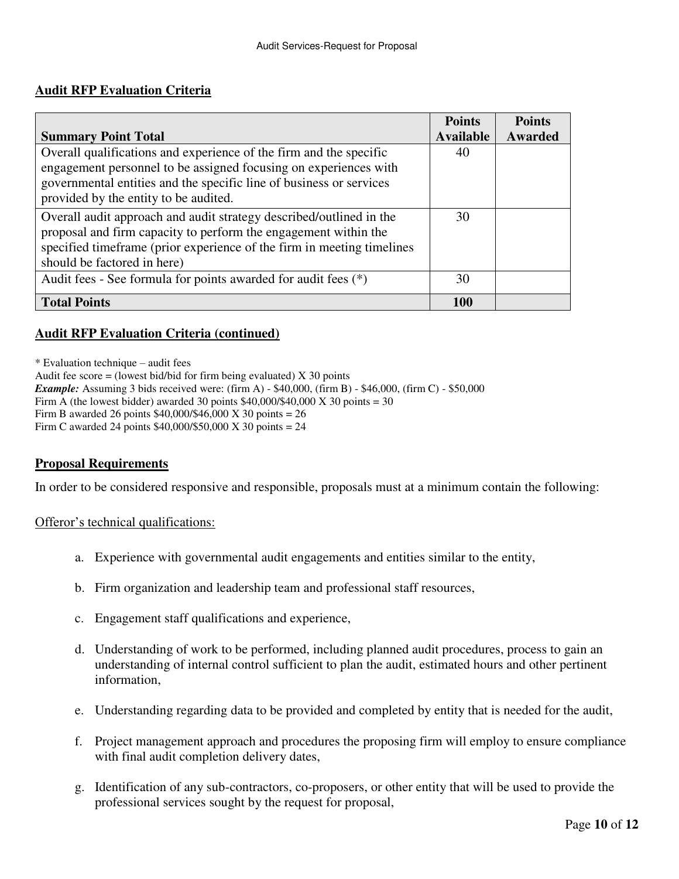**Audit RFP Evaluation Criteria**

| Summary Point Total | Points Available | Points Awarded |
|---|---|---|
| Overall qualifications and experience of the firm and the specific engagement personnel to be assigned focusing on experiences with governmental entities and the specific line of business or services provided by the entity to be audited. | 40 | |
| Overall audit approach and audit strategy described/outlined in the proposal and firm capacity to perform the engagement within the specified timeframe (prior experience of the firm in meeting timelines should be factored in here) | 30 | |
| Audit fees - See formula for points awarded for audit fees (*) | 30 | |
| **Total Points** | **100** | |

**Audit RFP Evaluation Criteria (continued)**

* Evaluation technique – audit fees
Audit fee score = (lowest bid/bid for firm being evaluated) X 30 points
***Example:*** Assuming 3 bids received were: (firm A) - $40,000, (firm B) - $46,000, (firm C) - $50,000
Firm A (the lowest bidder) awarded 30 points $40,000/$40,000 X 30 points = 30
Firm B awarded 26 points $40,000/$46,000 X 30 points = 26
Firm C awarded 24 points $40,000/$50,000 X 30 points = 24

**Proposal Requirements**

In order to be considered responsive and responsible, proposals must at a minimum contain the following:

Offeror's technical qualifications:

a. Experience with governmental audit engagements and entities similar to the entity,

b. Firm organization and leadership team and professional staff resources,

c. Engagement staff qualifications and experience,

d. Understanding of work to be performed, including planned audit procedures, process to gain an understanding of internal control sufficient to plan the audit, estimated hours and other pertinent information,

e. Understanding regarding data to be provided and completed by entity that is needed for the audit,

f. Project management approach and procedures the proposing firm will employ to ensure compliance with final audit completion delivery dates,

g. Identification of any sub-contractors, co-proposers, or other entity that will be used to provide the professional services sought by the request for proposal,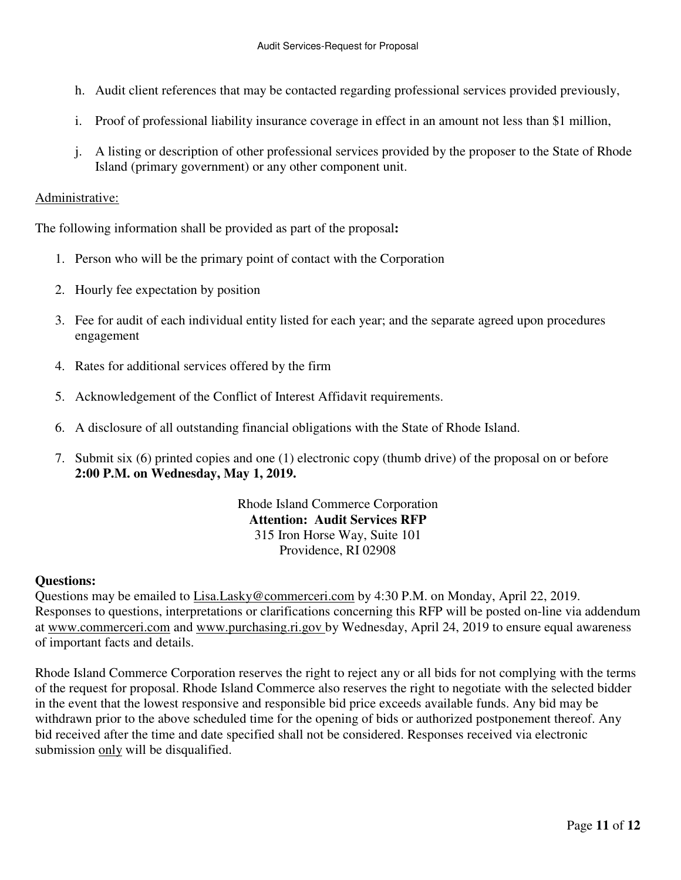h. Audit client references that may be contacted regarding professional services provided previously,

i. Proof of professional liability insurance coverage in effect in an amount not less than $1 million,

j. A listing or description of other professional services provided by the proposer to the State of Rhode Island (primary government) or any other component unit.

<u>Administrative:</u>

The following information shall be provided as part of the proposal**:**

1. Person who will be the primary point of contact with the Corporation
2. Hourly fee expectation by position
3. Fee for audit of each individual entity listed for each year; and the separate agreed upon procedures engagement
4. Rates for additional services offered by the firm
5. Acknowledgement of the Conflict of Interest Affidavit requirements.
6. A disclosure of all outstanding financial obligations with the State of Rhode Island.
7. Submit six (6) printed copies and one (1) electronic copy (thumb drive) of the proposal on or before **2:00 P.M. on Wednesday, May 1, 2019.**

Rhode Island Commerce Corporation
**Attention: Audit Services RFP**
315 Iron Horse Way, Suite 101
Providence, RI 02908

**Questions:**
Questions may be emailed to Lisa.Lasky@commerceri.com by 4:30 P.M. on Monday, April 22, 2019. Responses to questions, interpretations or clarifications concerning this RFP will be posted on-line via addendum at www.commerceri.com and www.purchasing.ri.gov by Wednesday, April 24, 2019 to ensure equal awareness of important facts and details.

Rhode Island Commerce Corporation reserves the right to reject any or all bids for not complying with the terms of the request for proposal. Rhode Island Commerce also reserves the right to negotiate with the selected bidder in the event that the lowest responsive and responsible bid price exceeds available funds. Any bid may be withdrawn prior to the above scheduled time for the opening of bids or authorized postponement thereof. Any bid received after the time and date specified shall not be considered. Responses received via electronic submission <u>only</u> will be disqualified.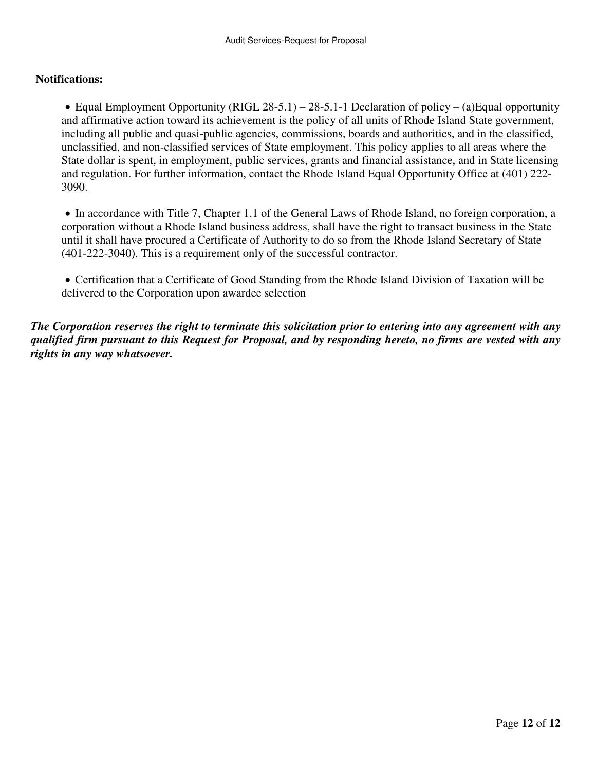**Notifications:**

- Equal Employment Opportunity (RIGL 28-5.1) – 28-5.1-1 Declaration of policy – (a)Equal opportunity and affirmative action toward its achievement is the policy of all units of Rhode Island State government, including all public and quasi-public agencies, commissions, boards and authorities, and in the classified, unclassified, and non-classified services of State employment. This policy applies to all areas where the State dollar is spent, in employment, public services, grants and financial assistance, and in State licensing and regulation. For further information, contact the Rhode Island Equal Opportunity Office at (401) 222-3090.

- In accordance with Title 7, Chapter 1.1 of the General Laws of Rhode Island, no foreign corporation, a corporation without a Rhode Island business address, shall have the right to transact business in the State until it shall have procured a Certificate of Authority to do so from the Rhode Island Secretary of State (401-222-3040). This is a requirement only of the successful contractor.

- Certification that a Certificate of Good Standing from the Rhode Island Division of Taxation will be delivered to the Corporation upon awardee selection

***The Corporation reserves the right to terminate this solicitation prior to entering into any agreement with any qualified firm pursuant to this Request for Proposal, and by responding hereto, no firms are vested with any rights in any way whatsoever.***